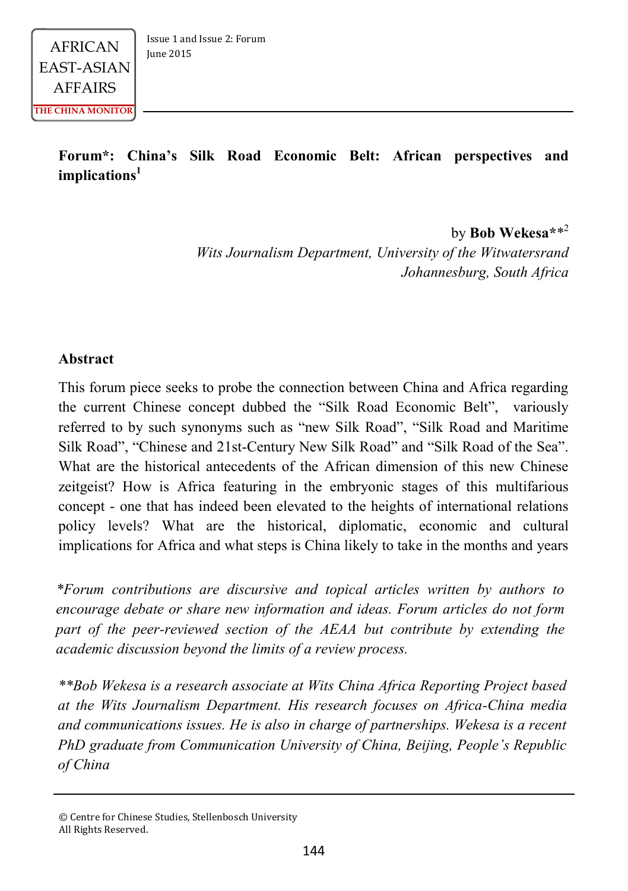# Forum*: China's Silk Road Economic Belt: African perspectives and implications[1]

by **Bob Wekesa****[2]

*Wits Journalism Department, University of the Witwatersrand Johannesburg, South Africa*

## Abstract

This forum piece seeks to probe the connection between China and Africa regarding the current Chinese concept dubbed the "Silk Road Economic Belt", variously referred to by such synonyms such as "new Silk Road", "Silk Road and Maritime Silk Road", "Chinese and 21st-Century New Silk Road" and "Silk Road of the Sea". What are the historical antecedents of the African dimension of this new Chinese zeitgeist? How is Africa featuring in the embryonic stages of this multifarious concept - one that has indeed been elevated to the heights of international relations policy levels? What are the historical, diplomatic, economic and cultural implications for Africa and what steps is China likely to take in the months and years

*\*Forum contributions are discursive and topical articles written by authors to encourage debate or share new information and ideas. Forum articles do not form part of the peer-reviewed section of the AEAA but contribute by extending the academic discussion beyond the limits of a review process.*

*\*\*Bob Wekesa is a research associate at Wits China Africa Reporting Project based at the Wits Journalism Department. His research focuses on Africa-China media and communications issues. He is also in charge of partnerships. Wekesa is a recent PhD graduate from Communication University of China, Beijing, People's Republic of China*

© Centre for Chinese Studies, Stellenbosch University
All Rights Reserved.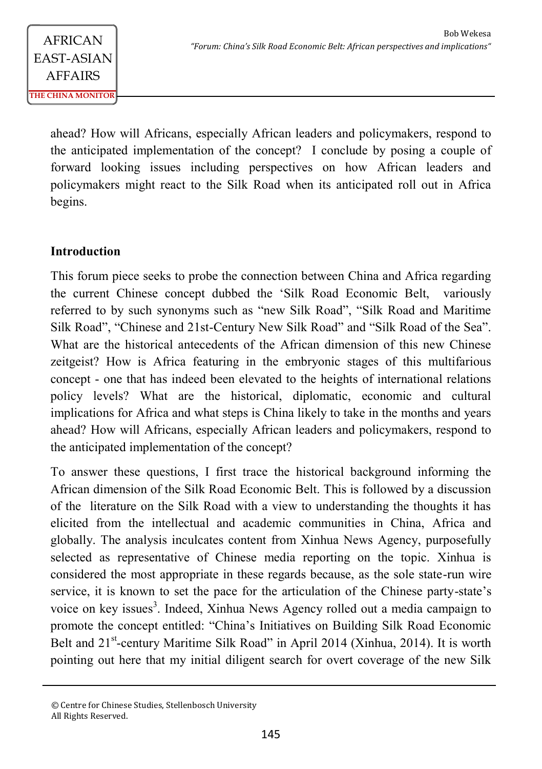ahead? How will Africans, especially African leaders and policymakers, respond to the anticipated implementation of the concept? I conclude by posing a couple of forward looking issues including perspectives on how African leaders and policymakers might react to the Silk Road when its anticipated roll out in Africa begins.

## Introduction

This forum piece seeks to probe the connection between China and Africa regarding the current Chinese concept dubbed the 'Silk Road Economic Belt, variously referred to by such synonyms such as "new Silk Road", "Silk Road and Maritime Silk Road", "Chinese and 21st-Century New Silk Road" and "Silk Road of the Sea". What are the historical antecedents of the African dimension of this new Chinese zeitgeist? How is Africa featuring in the embryonic stages of this multifarious concept - one that has indeed been elevated to the heights of international relations policy levels? What are the historical, diplomatic, economic and cultural implications for Africa and what steps is China likely to take in the months and years ahead? How will Africans, especially African leaders and policymakers, respond to the anticipated implementation of the concept?

To answer these questions, I first trace the historical background informing the African dimension of the Silk Road Economic Belt. This is followed by a discussion of the literature on the Silk Road with a view to understanding the thoughts it has elicited from the intellectual and academic communities in China, Africa and globally. The analysis inculcates content from Xinhua News Agency, purposefully selected as representative of Chinese media reporting on the topic. Xinhua is considered the most appropriate in these regards because, as the sole state-run wire service, it is known to set the pace for the articulation of the Chinese party-state's voice on key issues[3]. Indeed, Xinhua News Agency rolled out a media campaign to promote the concept entitled: "China's Initiatives on Building Silk Road Economic Belt and 21$^{st}$-century Maritime Silk Road" in April 2014 (Xinhua, 2014). It is worth pointing out here that my initial diligent search for overt coverage of the new Silk

© Centre for Chinese Studies, Stellenbosch University
All Rights Reserved.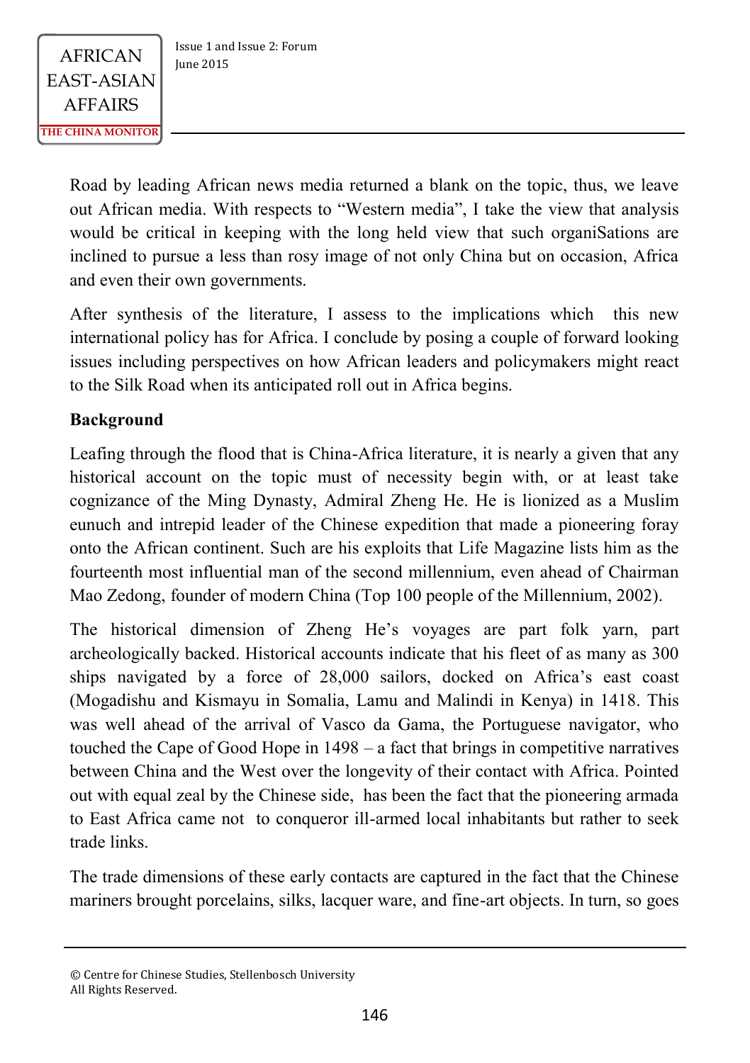Road by leading African news media returned a blank on the topic, thus, we leave out African media. With respects to "Western media", I take the view that analysis would be critical in keeping with the long held view that such organiSations are inclined to pursue a less than rosy image of not only China but on occasion, Africa and even their own governments.

After synthesis of the literature, I assess to the implications which this new international policy has for Africa. I conclude by posing a couple of forward looking issues including perspectives on how African leaders and policymakers might react to the Silk Road when its anticipated roll out in Africa begins.

**Background**

Leafing through the flood that is China-Africa literature, it is nearly a given that any historical account on the topic must of necessity begin with, or at least take cognizance of the Ming Dynasty, Admiral Zheng He. He is lionized as a Muslim eunuch and intrepid leader of the Chinese expedition that made a pioneering foray onto the African continent. Such are his exploits that Life Magazine lists him as the fourteenth most influential man of the second millennium, even ahead of Chairman Mao Zedong, founder of modern China (Top 100 people of the Millennium, 2002).

The historical dimension of Zheng He's voyages are part folk yarn, part archeologically backed. Historical accounts indicate that his fleet of as many as 300 ships navigated by a force of 28,000 sailors, docked on Africa's east coast (Mogadishu and Kismayu in Somalia, Lamu and Malindi in Kenya) in 1418. This was well ahead of the arrival of Vasco da Gama, the Portuguese navigator, who touched the Cape of Good Hope in 1498 – a fact that brings in competitive narratives between China and the West over the longevity of their contact with Africa. Pointed out with equal zeal by the Chinese side, has been the fact that the pioneering armada to East Africa came not to conqueror ill-armed local inhabitants but rather to seek trade links.

The trade dimensions of these early contacts are captured in the fact that the Chinese mariners brought porcelains, silks, lacquer ware, and fine-art objects. In turn, so goes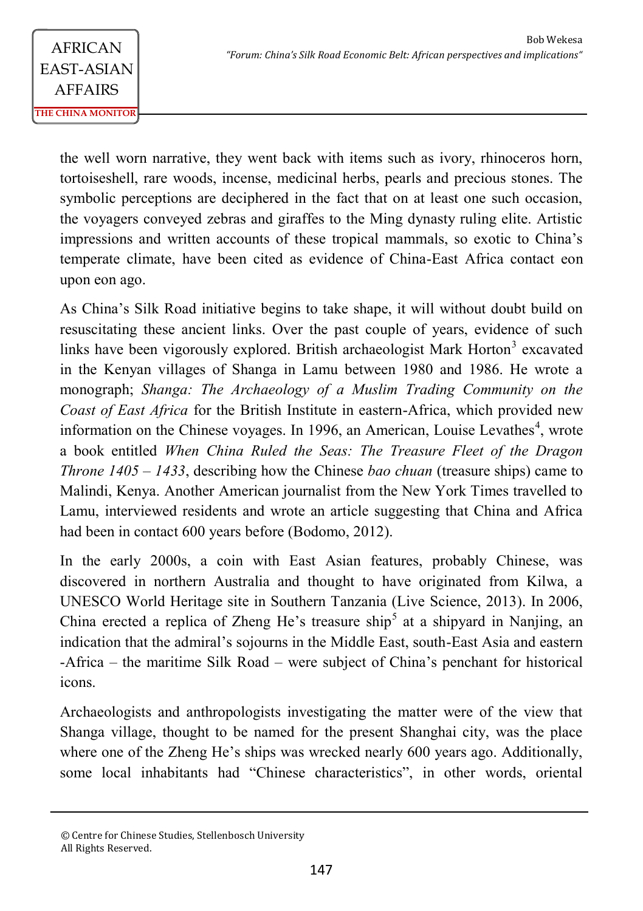the well worn narrative, they went back with items such as ivory, rhinoceros horn, tortoiseshell, rare woods, incense, medicinal herbs, pearls and precious stones. The symbolic perceptions are deciphered in the fact that on at least one such occasion, the voyagers conveyed zebras and giraffes to the Ming dynasty ruling elite. Artistic impressions and written accounts of these tropical mammals, so exotic to China's temperate climate, have been cited as evidence of China-East Africa contact eon upon eon ago.

As China's Silk Road initiative begins to take shape, it will without doubt build on resuscitating these ancient links. Over the past couple of years, evidence of such links have been vigorously explored. British archaeologist Mark Horton[3] excavated in the Kenyan villages of Shanga in Lamu between 1980 and 1986. He wrote a monograph; *Shanga: The Archaeology of a Muslim Trading Community on the Coast of East Africa* for the British Institute in eastern-Africa, which provided new information on the Chinese voyages. In 1996, an American, Louise Levathes[4], wrote a book entitled *When China Ruled the Seas: The Treasure Fleet of the Dragon Throne 1405 – 1433*, describing how the Chinese *bao chuan* (treasure ships) came to Malindi, Kenya. Another American journalist from the New York Times travelled to Lamu, interviewed residents and wrote an article suggesting that China and Africa had been in contact 600 years before (Bodomo, 2012).

In the early 2000s, a coin with East Asian features, probably Chinese, was discovered in northern Australia and thought to have originated from Kilwa, a UNESCO World Heritage site in Southern Tanzania (Live Science, 2013). In 2006, China erected a replica of Zheng He's treasure ship[5] at a shipyard in Nanjing, an indication that the admiral's sojourns in the Middle East, south-East Asia and eastern -Africa – the maritime Silk Road – were subject of China's penchant for historical icons.

Archaeologists and anthropologists investigating the matter were of the view that Shanga village, thought to be named for the present Shanghai city, was the place where one of the Zheng He's ships was wrecked nearly 600 years ago. Additionally, some local inhabitants had "Chinese characteristics", in other words, oriental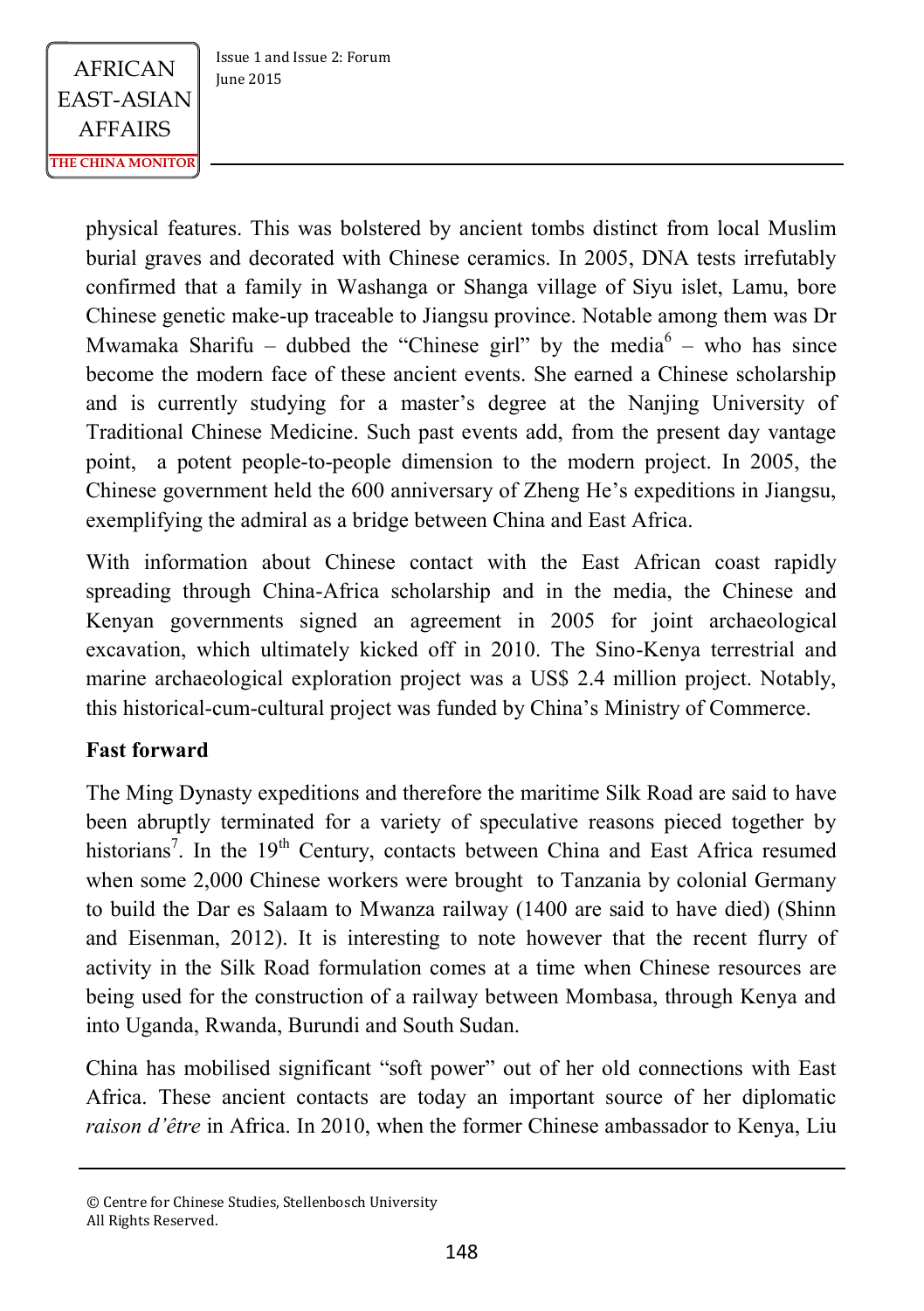physical features. This was bolstered by ancient tombs distinct from local Muslim burial graves and decorated with Chinese ceramics. In 2005, DNA tests irrefutably confirmed that a family in Washanga or Shanga village of Siyu islet, Lamu, bore Chinese genetic make-up traceable to Jiangsu province. Notable among them was Dr Mwamaka Sharifu – dubbed the "Chinese girl" by the media[6] – who has since become the modern face of these ancient events. She earned a Chinese scholarship and is currently studying for a master's degree at the Nanjing University of Traditional Chinese Medicine. Such past events add, from the present day vantage point, a potent people-to-people dimension to the modern project. In 2005, the Chinese government held the 600 anniversary of Zheng He's expeditions in Jiangsu, exemplifying the admiral as a bridge between China and East Africa.

With information about Chinese contact with the East African coast rapidly spreading through China-Africa scholarship and in the media, the Chinese and Kenyan governments signed an agreement in 2005 for joint archaeological excavation, which ultimately kicked off in 2010. The Sino-Kenya terrestrial and marine archaeological exploration project was a US$ 2.4 million project. Notably, this historical-cum-cultural project was funded by China's Ministry of Commerce.

**Fast forward**

The Ming Dynasty expeditions and therefore the maritime Silk Road are said to have been abruptly terminated for a variety of speculative reasons pieced together by historians[7]. In the 19th Century, contacts between China and East Africa resumed when some 2,000 Chinese workers were brought to Tanzania by colonial Germany to build the Dar es Salaam to Mwanza railway (1400 are said to have died) (Shinn and Eisenman, 2012). It is interesting to note however that the recent flurry of activity in the Silk Road formulation comes at a time when Chinese resources are being used for the construction of a railway between Mombasa, through Kenya and into Uganda, Rwanda, Burundi and South Sudan.

China has mobilised significant "soft power" out of her old connections with East Africa. These ancient contacts are today an important source of her diplomatic *raison d'être* in Africa. In 2010, when the former Chinese ambassador to Kenya, Liu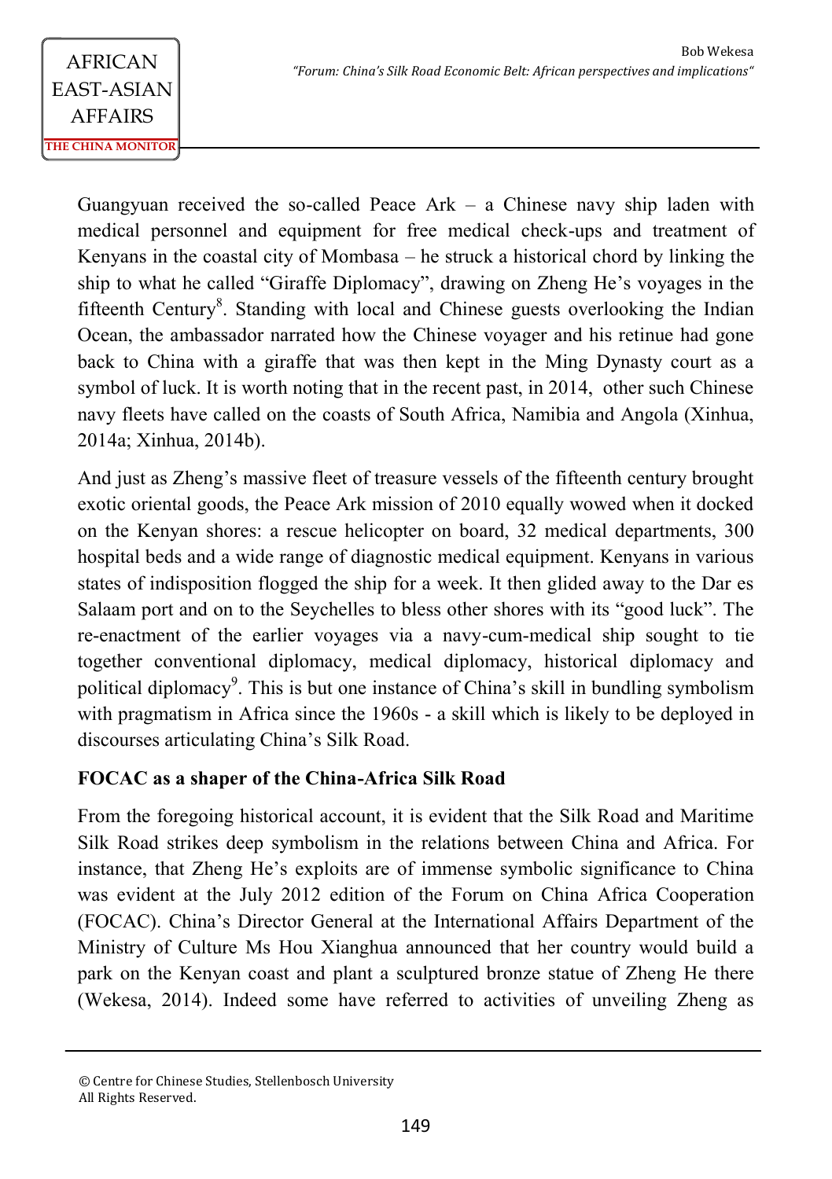Guangyuan received the so-called Peace Ark – a Chinese navy ship laden with medical personnel and equipment for free medical check-ups and treatment of Kenyans in the coastal city of Mombasa – he struck a historical chord by linking the ship to what he called "Giraffe Diplomacy", drawing on Zheng He's voyages in the fifteenth Century[8]. Standing with local and Chinese guests overlooking the Indian Ocean, the ambassador narrated how the Chinese voyager and his retinue had gone back to China with a giraffe that was then kept in the Ming Dynasty court as a symbol of luck. It is worth noting that in the recent past, in 2014, other such Chinese navy fleets have called on the coasts of South Africa, Namibia and Angola (Xinhua, 2014a; Xinhua, 2014b).

And just as Zheng's massive fleet of treasure vessels of the fifteenth century brought exotic oriental goods, the Peace Ark mission of 2010 equally wowed when it docked on the Kenyan shores: a rescue helicopter on board, 32 medical departments, 300 hospital beds and a wide range of diagnostic medical equipment. Kenyans in various states of indisposition flogged the ship for a week. It then glided away to the Dar es Salaam port and on to the Seychelles to bless other shores with its "good luck". The re-enactment of the earlier voyages via a navy-cum-medical ship sought to tie together conventional diplomacy, medical diplomacy, historical diplomacy and political diplomacy[9]. This is but one instance of China's skill in bundling symbolism with pragmatism in Africa since the 1960s - a skill which is likely to be deployed in discourses articulating China's Silk Road.

**FOCAC as a shaper of the China-Africa Silk Road**

From the foregoing historical account, it is evident that the Silk Road and Maritime Silk Road strikes deep symbolism in the relations between China and Africa. For instance, that Zheng He's exploits are of immense symbolic significance to China was evident at the July 2012 edition of the Forum on China Africa Cooperation (FOCAC). China's Director General at the International Affairs Department of the Ministry of Culture Ms Hou Xianghua announced that her country would build a park on the Kenyan coast and plant a sculptured bronze statue of Zheng He there (Wekesa, 2014). Indeed some have referred to activities of unveiling Zheng as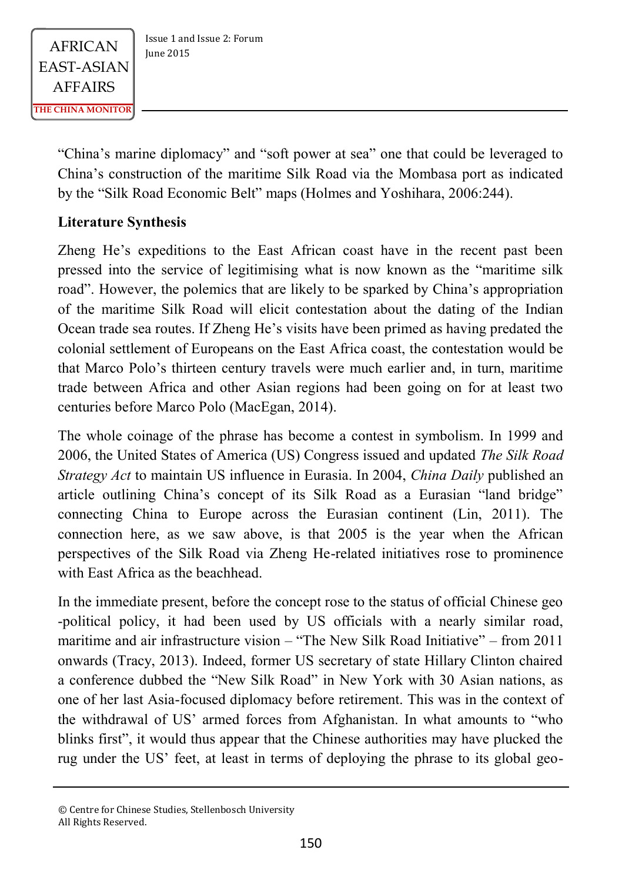"China's marine diplomacy" and "soft power at sea" one that could be leveraged to China's construction of the maritime Silk Road via the Mombasa port as indicated by the "Silk Road Economic Belt" maps (Holmes and Yoshihara, 2006:244).

**Literature Synthesis**

Zheng He's expeditions to the East African coast have in the recent past been pressed into the service of legitimising what is now known as the "maritime silk road". However, the polemics that are likely to be sparked by China's appropriation of the maritime Silk Road will elicit contestation about the dating of the Indian Ocean trade sea routes. If Zheng He's visits have been primed as having predated the colonial settlement of Europeans on the East Africa coast, the contestation would be that Marco Polo's thirteen century travels were much earlier and, in turn, maritime trade between Africa and other Asian regions had been going on for at least two centuries before Marco Polo (MacEgan, 2014).

The whole coinage of the phrase has become a contest in symbolism. In 1999 and 2006, the United States of America (US) Congress issued and updated *The Silk Road Strategy Act* to maintain US influence in Eurasia. In 2004, *China Daily* published an article outlining China's concept of its Silk Road as a Eurasian "land bridge" connecting China to Europe across the Eurasian continent (Lin, 2011). The connection here, as we saw above, is that 2005 is the year when the African perspectives of the Silk Road via Zheng He-related initiatives rose to prominence with East Africa as the beachhead.

In the immediate present, before the concept rose to the status of official Chinese geo -political policy, it had been used by US officials with a nearly similar road, maritime and air infrastructure vision – "The New Silk Road Initiative" – from 2011 onwards (Tracy, 2013). Indeed, former US secretary of state Hillary Clinton chaired a conference dubbed the "New Silk Road" in New York with 30 Asian nations, as one of her last Asia-focused diplomacy before retirement. This was in the context of the withdrawal of US' armed forces from Afghanistan. In what amounts to "who blinks first", it would thus appear that the Chinese authorities may have plucked the rug under the US' feet, at least in terms of deploying the phrase to its global geo-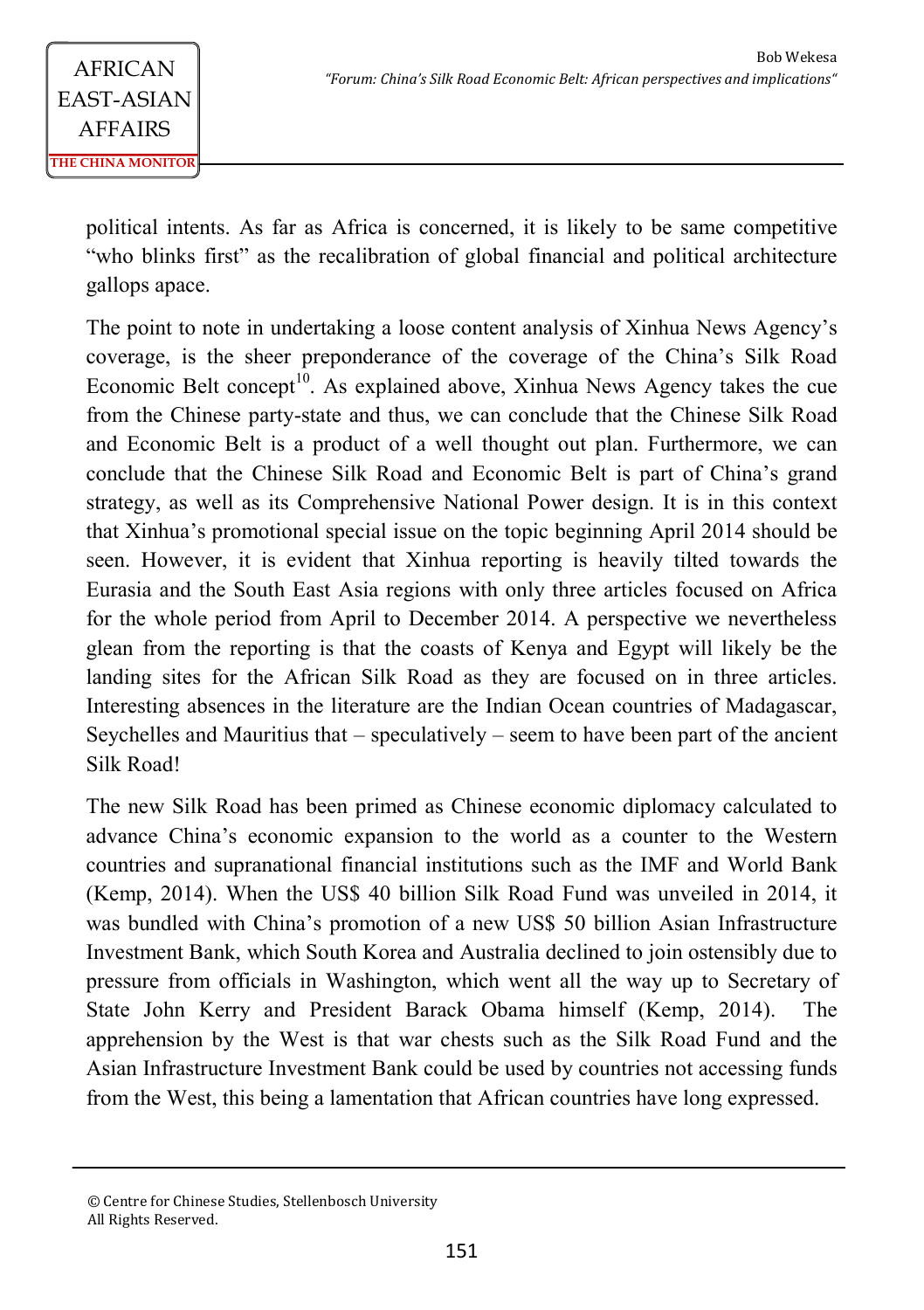political intents. As far as Africa is concerned, it is likely to be same competitive "who blinks first" as the recalibration of global financial and political architecture gallops apace.

The point to note in undertaking a loose content analysis of Xinhua News Agency's coverage, is the sheer preponderance of the coverage of the China's Silk Road Economic Belt concept[10]. As explained above, Xinhua News Agency takes the cue from the Chinese party-state and thus, we can conclude that the Chinese Silk Road and Economic Belt is a product of a well thought out plan. Furthermore, we can conclude that the Chinese Silk Road and Economic Belt is part of China's grand strategy, as well as its Comprehensive National Power design. It is in this context that Xinhua's promotional special issue on the topic beginning April 2014 should be seen. However, it is evident that Xinhua reporting is heavily tilted towards the Eurasia and the South East Asia regions with only three articles focused on Africa for the whole period from April to December 2014. A perspective we nevertheless glean from the reporting is that the coasts of Kenya and Egypt will likely be the landing sites for the African Silk Road as they are focused on in three articles. Interesting absences in the literature are the Indian Ocean countries of Madagascar, Seychelles and Mauritius that – speculatively – seem to have been part of the ancient Silk Road!

The new Silk Road has been primed as Chinese economic diplomacy calculated to advance China's economic expansion to the world as a counter to the Western countries and supranational financial institutions such as the IMF and World Bank (Kemp, 2014). When the US$ 40 billion Silk Road Fund was unveiled in 2014, it was bundled with China's promotion of a new US$ 50 billion Asian Infrastructure Investment Bank, which South Korea and Australia declined to join ostensibly due to pressure from officials in Washington, which went all the way up to Secretary of State John Kerry and President Barack Obama himself (Kemp, 2014). The apprehension by the West is that war chests such as the Silk Road Fund and the Asian Infrastructure Investment Bank could be used by countries not accessing funds from the West, this being a lamentation that African countries have long expressed.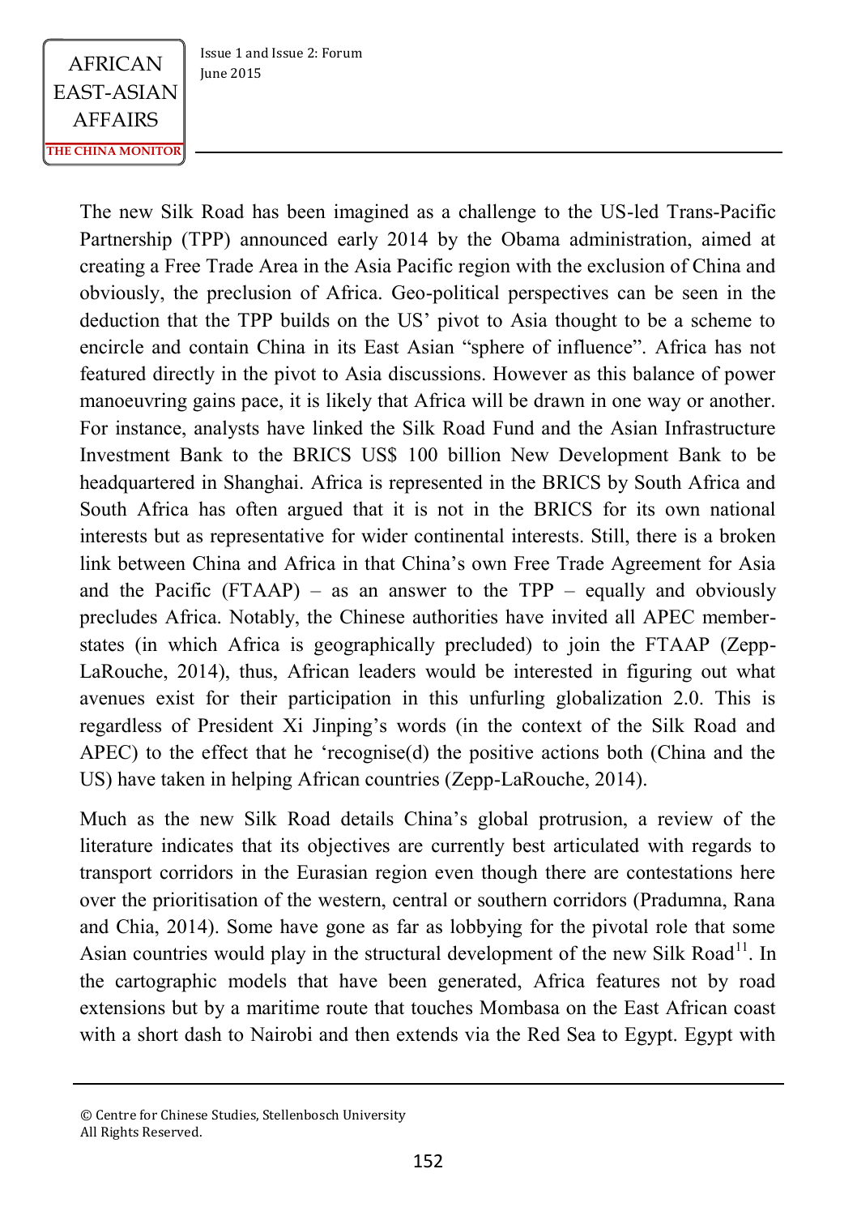The new Silk Road has been imagined as a challenge to the US-led Trans-Pacific Partnership (TPP) announced early 2014 by the Obama administration, aimed at creating a Free Trade Area in the Asia Pacific region with the exclusion of China and obviously, the preclusion of Africa. Geo-political perspectives can be seen in the deduction that the TPP builds on the US' pivot to Asia thought to be a scheme to encircle and contain China in its East Asian "sphere of influence". Africa has not featured directly in the pivot to Asia discussions. However as this balance of power manoeuvring gains pace, it is likely that Africa will be drawn in one way or another. For instance, analysts have linked the Silk Road Fund and the Asian Infrastructure Investment Bank to the BRICS US$ 100 billion New Development Bank to be headquartered in Shanghai. Africa is represented in the BRICS by South Africa and South Africa has often argued that it is not in the BRICS for its own national interests but as representative for wider continental interests. Still, there is a broken link between China and Africa in that China's own Free Trade Agreement for Asia and the Pacific (FTAAP) – as an answer to the TPP – equally and obviously precludes Africa. Notably, the Chinese authorities have invited all APEC member-states (in which Africa is geographically precluded) to join the FTAAP (Zepp-LaRouche, 2014), thus, African leaders would be interested in figuring out what avenues exist for their participation in this unfurling globalization 2.0. This is regardless of President Xi Jinping's words (in the context of the Silk Road and APEC) to the effect that he 'recognise(d) the positive actions both (China and the US) have taken in helping African countries (Zepp-LaRouche, 2014).

Much as the new Silk Road details China's global protrusion, a review of the literature indicates that its objectives are currently best articulated with regards to transport corridors in the Eurasian region even though there are contestations here over the prioritisation of the western, central or southern corridors (Pradumna, Rana and Chia, 2014). Some have gone as far as lobbying for the pivotal role that some Asian countries would play in the structural development of the new Silk Road[11]. In the cartographic models that have been generated, Africa features not by road extensions but by a maritime route that touches Mombasa on the East African coast with a short dash to Nairobi and then extends via the Red Sea to Egypt. Egypt with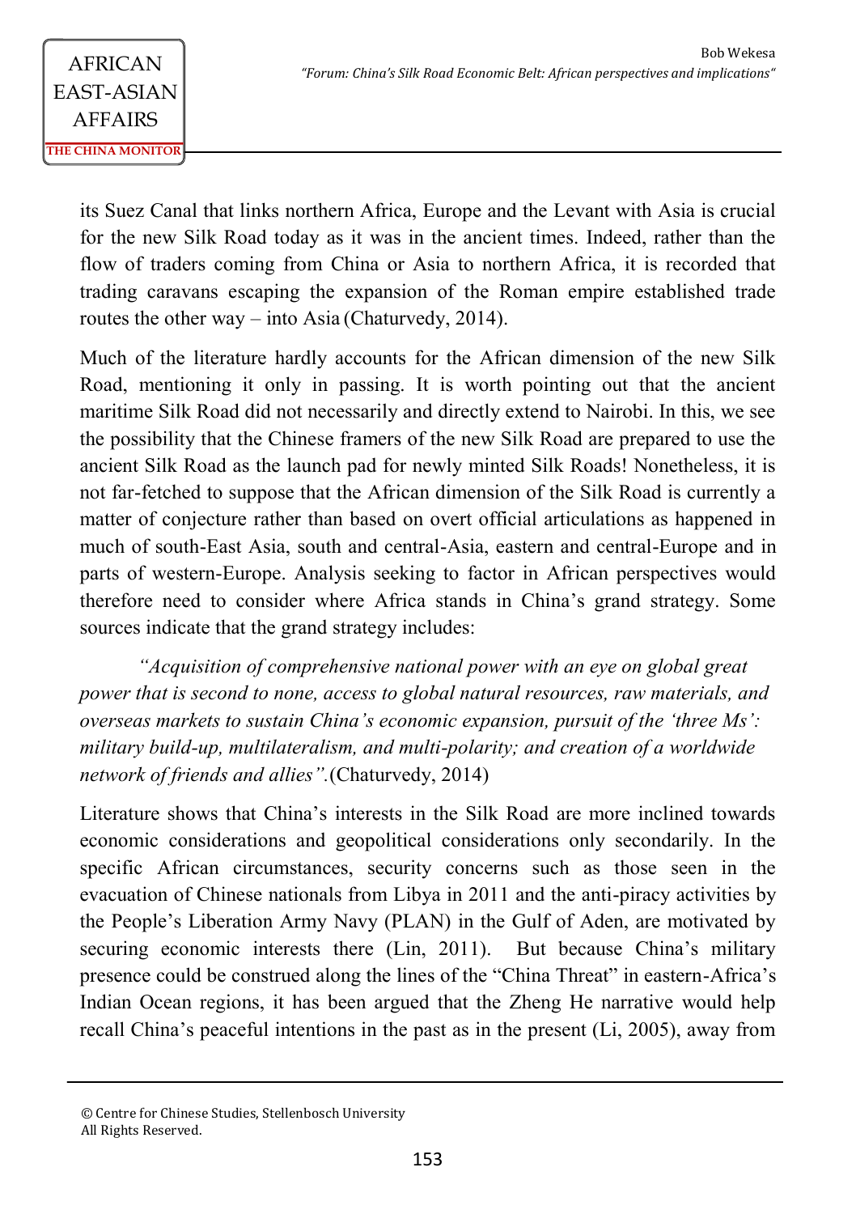its Suez Canal that links northern Africa, Europe and the Levant with Asia is crucial for the new Silk Road today as it was in the ancient times. Indeed, rather than the flow of traders coming from China or Asia to northern Africa, it is recorded that trading caravans escaping the expansion of the Roman empire established trade routes the other way – into Asia (Chaturvedy, 2014).

Much of the literature hardly accounts for the African dimension of the new Silk Road, mentioning it only in passing. It is worth pointing out that the ancient maritime Silk Road did not necessarily and directly extend to Nairobi. In this, we see the possibility that the Chinese framers of the new Silk Road are prepared to use the ancient Silk Road as the launch pad for newly minted Silk Roads! Nonetheless, it is not far-fetched to suppose that the African dimension of the Silk Road is currently a matter of conjecture rather than based on overt official articulations as happened in much of south-East Asia, south and central-Asia, eastern and central-Europe and in parts of western-Europe. Analysis seeking to factor in African perspectives would therefore need to consider where Africa stands in China's grand strategy. Some sources indicate that the grand strategy includes:

> *"Acquisition of comprehensive national power with an eye on global great power that is second to none, access to global natural resources, raw materials, and overseas markets to sustain China's economic expansion, pursuit of the 'three Ms': military build-up, multilateralism, and multi-polarity; and creation of a worldwide network of friends and allies".* (Chaturvedy, 2014)

Literature shows that China's interests in the Silk Road are more inclined towards economic considerations and geopolitical considerations only secondarily. In the specific African circumstances, security concerns such as those seen in the evacuation of Chinese nationals from Libya in 2011 and the anti-piracy activities by the People's Liberation Army Navy (PLAN) in the Gulf of Aden, are motivated by securing economic interests there (Lin, 2011). But because China's military presence could be construed along the lines of the "China Threat" in eastern-Africa's Indian Ocean regions, it has been argued that the Zheng He narrative would help recall China's peaceful intentions in the past as in the present (Li, 2005), away from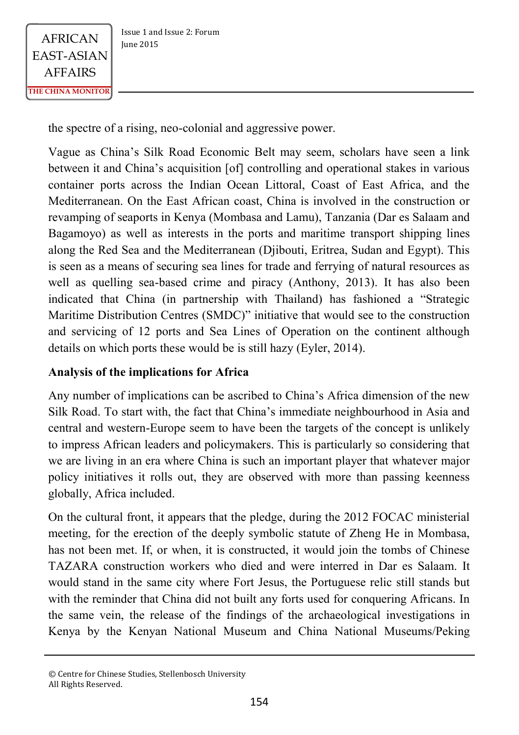the spectre of a rising, neo-colonial and aggressive power.

Vague as China's Silk Road Economic Belt may seem, scholars have seen a link between it and China's acquisition [of] controlling and operational stakes in various container ports across the Indian Ocean Littoral, Coast of East Africa, and the Mediterranean. On the East African coast, China is involved in the construction or revamping of seaports in Kenya (Mombasa and Lamu), Tanzania (Dar es Salaam and Bagamoyo) as well as interests in the ports and maritime transport shipping lines along the Red Sea and the Mediterranean (Djibouti, Eritrea, Sudan and Egypt). This is seen as a means of securing sea lines for trade and ferrying of natural resources as well as quelling sea-based crime and piracy (Anthony, 2013). It has also been indicated that China (in partnership with Thailand) has fashioned a "Strategic Maritime Distribution Centres (SMDC)" initiative that would see to the construction and servicing of 12 ports and Sea Lines of Operation on the continent although details on which ports these would be is still hazy (Eyler, 2014).

**Analysis of the implications for Africa**

Any number of implications can be ascribed to China's Africa dimension of the new Silk Road. To start with, the fact that China's immediate neighbourhood in Asia and central and western-Europe seem to have been the targets of the concept is unlikely to impress African leaders and policymakers. This is particularly so considering that we are living in an era where China is such an important player that whatever major policy initiatives it rolls out, they are observed with more than passing keenness globally, Africa included.

On the cultural front, it appears that the pledge, during the 2012 FOCAC ministerial meeting, for the erection of the deeply symbolic statute of Zheng He in Mombasa, has not been met. If, or when, it is constructed, it would join the tombs of Chinese TAZARA construction workers who died and were interred in Dar es Salaam. It would stand in the same city where Fort Jesus, the Portuguese relic still stands but with the reminder that China did not built any forts used for conquering Africans. In the same vein, the release of the findings of the archaeological investigations in Kenya by the Kenyan National Museum and China National Museums/Peking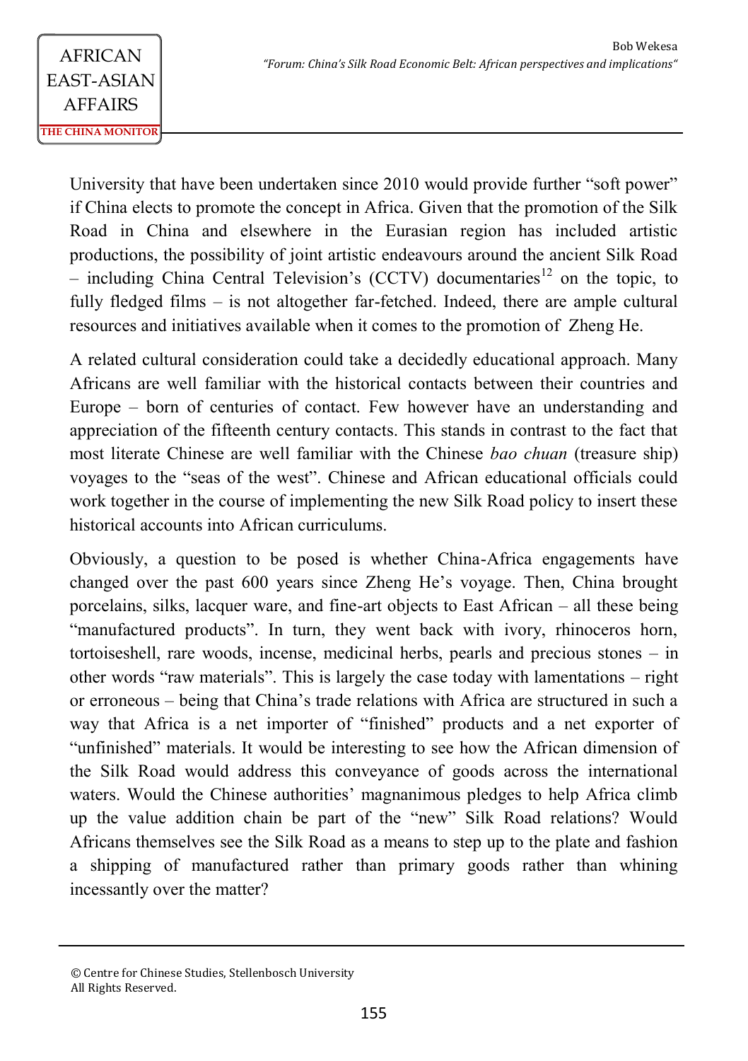University that have been undertaken since 2010 would provide further "soft power" if China elects to promote the concept in Africa. Given that the promotion of the Silk Road in China and elsewhere in the Eurasian region has included artistic productions, the possibility of joint artistic endeavours around the ancient Silk Road – including China Central Television's (CCTV) documentaries[12] on the topic, to fully fledged films – is not altogether far-fetched. Indeed, there are ample cultural resources and initiatives available when it comes to the promotion of Zheng He.

A related cultural consideration could take a decidedly educational approach. Many Africans are well familiar with the historical contacts between their countries and Europe – born of centuries of contact. Few however have an understanding and appreciation of the fifteenth century contacts. This stands in contrast to the fact that most literate Chinese are well familiar with the Chinese *bao chuan* (treasure ship) voyages to the "seas of the west". Chinese and African educational officials could work together in the course of implementing the new Silk Road policy to insert these historical accounts into African curriculums.

Obviously, a question to be posed is whether China-Africa engagements have changed over the past 600 years since Zheng He's voyage. Then, China brought porcelains, silks, lacquer ware, and fine-art objects to East African – all these being "manufactured products". In turn, they went back with ivory, rhinoceros horn, tortoiseshell, rare woods, incense, medicinal herbs, pearls and precious stones – in other words "raw materials". This is largely the case today with lamentations – right or erroneous – being that China's trade relations with Africa are structured in such a way that Africa is a net importer of "finished" products and a net exporter of "unfinished" materials. It would be interesting to see how the African dimension of the Silk Road would address this conveyance of goods across the international waters. Would the Chinese authorities' magnanimous pledges to help Africa climb up the value addition chain be part of the "new" Silk Road relations? Would Africans themselves see the Silk Road as a means to step up to the plate and fashion a shipping of manufactured rather than primary goods rather than whining incessantly over the matter?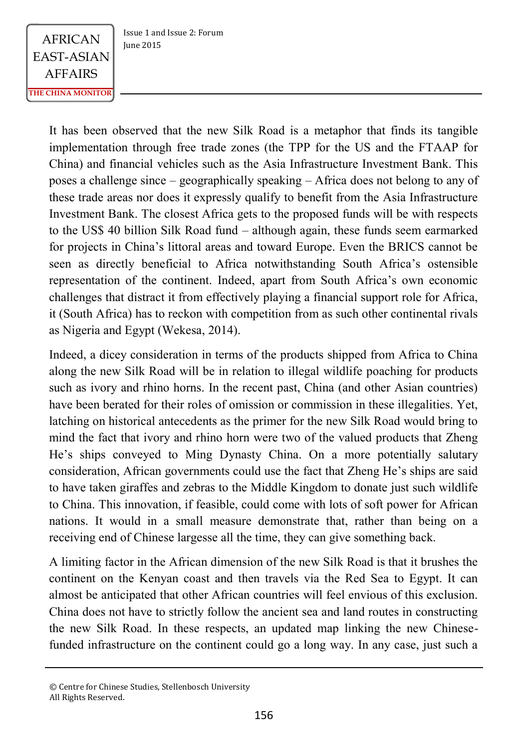It has been observed that the new Silk Road is a metaphor that finds its tangible implementation through free trade zones (the TPP for the US and the FTAAP for China) and financial vehicles such as the Asia Infrastructure Investment Bank. This poses a challenge since – geographically speaking – Africa does not belong to any of these trade areas nor does it expressly qualify to benefit from the Asia Infrastructure Investment Bank. The closest Africa gets to the proposed funds will be with respects to the US$ 40 billion Silk Road fund – although again, these funds seem earmarked for projects in China's littoral areas and toward Europe. Even the BRICS cannot be seen as directly beneficial to Africa notwithstanding South Africa's ostensible representation of the continent. Indeed, apart from South Africa's own economic challenges that distract it from effectively playing a financial support role for Africa, it (South Africa) has to reckon with competition from as such other continental rivals as Nigeria and Egypt (Wekesa, 2014).

Indeed, a dicey consideration in terms of the products shipped from Africa to China along the new Silk Road will be in relation to illegal wildlife poaching for products such as ivory and rhino horns. In the recent past, China (and other Asian countries) have been berated for their roles of omission or commission in these illegalities. Yet, latching on historical antecedents as the primer for the new Silk Road would bring to mind the fact that ivory and rhino horn were two of the valued products that Zheng He's ships conveyed to Ming Dynasty China. On a more potentially salutary consideration, African governments could use the fact that Zheng He's ships are said to have taken giraffes and zebras to the Middle Kingdom to donate just such wildlife to China. This innovation, if feasible, could come with lots of soft power for African nations. It would in a small measure demonstrate that, rather than being on a receiving end of Chinese largesse all the time, they can give something back.

A limiting factor in the African dimension of the new Silk Road is that it brushes the continent on the Kenyan coast and then travels via the Red Sea to Egypt. It can almost be anticipated that other African countries will feel envious of this exclusion. China does not have to strictly follow the ancient sea and land routes in constructing the new Silk Road. In these respects, an updated map linking the new Chinese-funded infrastructure on the continent could go a long way. In any case, just such a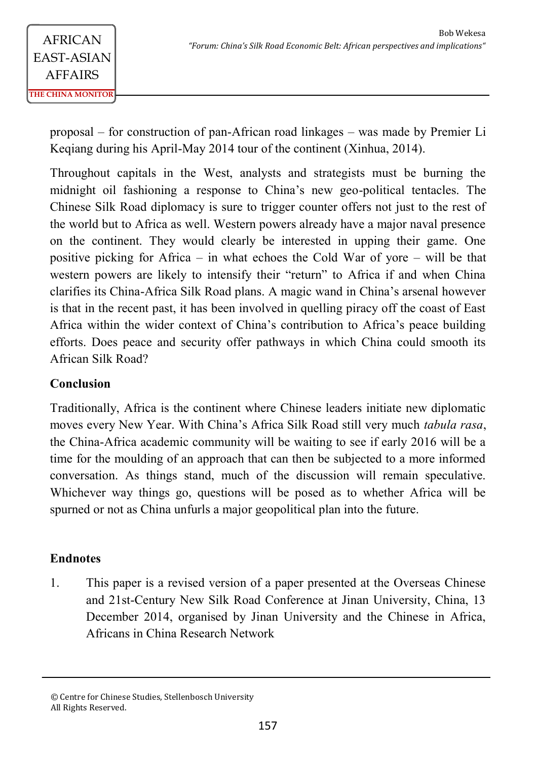proposal – for construction of pan-African road linkages – was made by Premier Li Keqiang during his April-May 2014 tour of the continent (Xinhua, 2014).

Throughout capitals in the West, analysts and strategists must be burning the midnight oil fashioning a response to China's new geo-political tentacles. The Chinese Silk Road diplomacy is sure to trigger counter offers not just to the rest of the world but to Africa as well. Western powers already have a major naval presence on the continent. They would clearly be interested in upping their game. One positive picking for Africa – in what echoes the Cold War of yore – will be that western powers are likely to intensify their "return" to Africa if and when China clarifies its China-Africa Silk Road plans. A magic wand in China's arsenal however is that in the recent past, it has been involved in quelling piracy off the coast of East Africa within the wider context of China's contribution to Africa's peace building efforts. Does peace and security offer pathways in which China could smooth its African Silk Road?

**Conclusion**

Traditionally, Africa is the continent where Chinese leaders initiate new diplomatic moves every New Year. With China's Africa Silk Road still very much *tabula rasa*, the China-Africa academic community will be waiting to see if early 2016 will be a time for the moulding of an approach that can then be subjected to a more informed conversation. As things stand, much of the discussion will remain speculative. Whichever way things go, questions will be posed as to whether Africa will be spurned or not as China unfurls a major geopolitical plan into the future.

**Endnotes**

1. This paper is a revised version of a paper presented at the Overseas Chinese and 21st-Century New Silk Road Conference at Jinan University, China, 13 December 2014, organised by Jinan University and the Chinese in Africa, Africans in China Research Network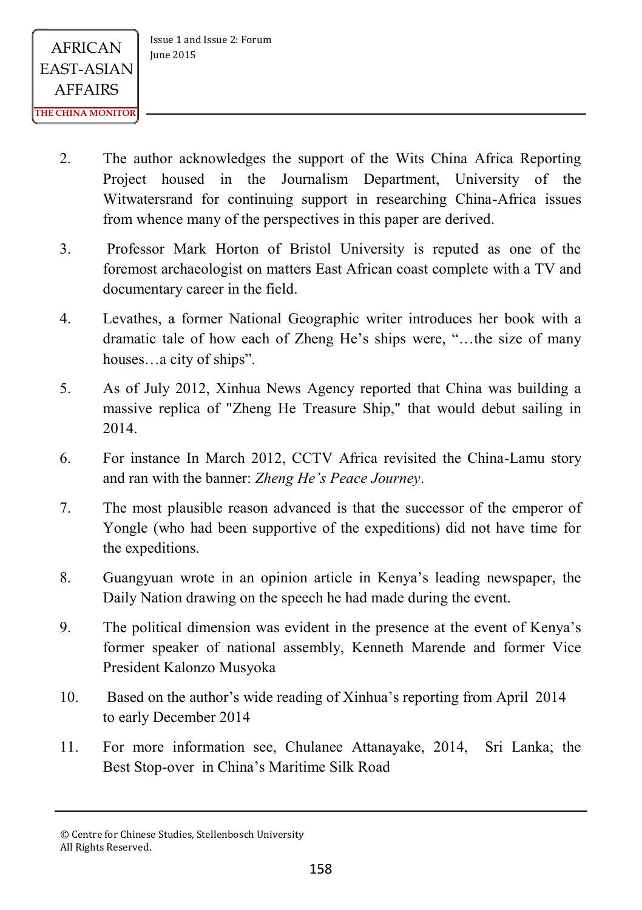2. The author acknowledges the support of the Wits China Africa Reporting Project housed in the Journalism Department, University of the Witwatersrand for continuing support in researching China-Africa issues from whence many of the perspectives in this paper are derived.

3. Professor Mark Horton of Bristol University is reputed as one of the foremost archaeologist on matters East African coast complete with a TV and documentary career in the field.

4. Levathes, a former National Geographic writer introduces her book with a dramatic tale of how each of Zheng He's ships were, "…the size of many houses…a city of ships".

5. As of July 2012, Xinhua News Agency reported that China was building a massive replica of "Zheng He Treasure Ship," that would debut sailing in 2014.

6. For instance In March 2012, CCTV Africa revisited the China-Lamu story and ran with the banner: *Zheng He's Peace Journey*.

7. The most plausible reason advanced is that the successor of the emperor of Yongle (who had been supportive of the expeditions) did not have time for the expeditions.

8. Guangyuan wrote in an opinion article in Kenya's leading newspaper, the Daily Nation drawing on the speech he had made during the event.

9. The political dimension was evident in the presence at the event of Kenya's former speaker of national assembly, Kenneth Marende and former Vice President Kalonzo Musyoka

10. Based on the author's wide reading of Xinhua's reporting from April 2014 to early December 2014

11. For more information see, Chulanee Attanayake, 2014, Sri Lanka; the Best Stop-over in China's Maritime Silk Road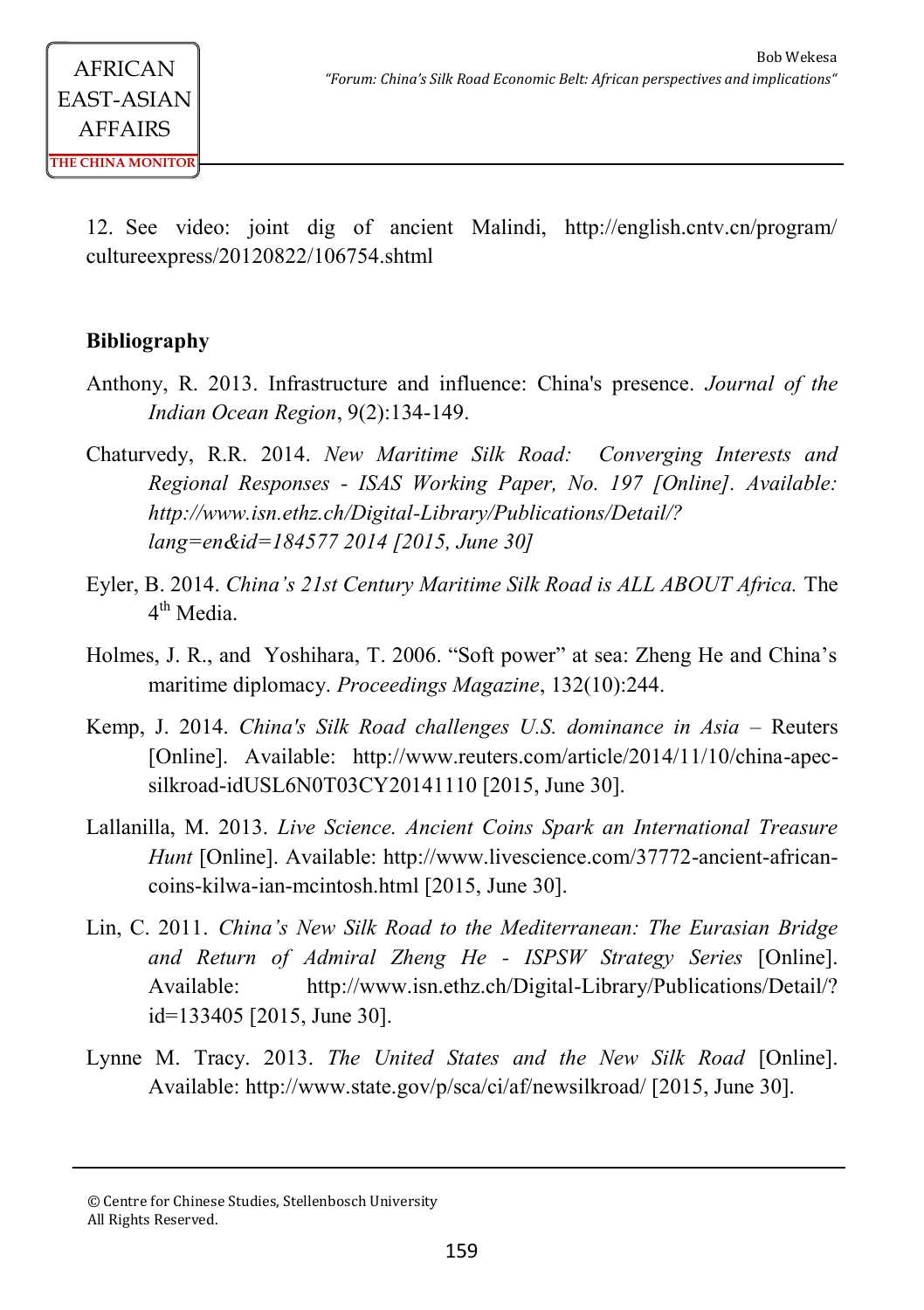12. See video: joint dig of ancient Malindi, http://english.cntv.cn/program/cultureexpress/20120822/106754.shtml

**Bibliography**

Anthony, R. 2013. Infrastructure and influence: China's presence. *Journal of the Indian Ocean Region*, 9(2):134-149.

Chaturvedy, R.R. 2014. *New Maritime Silk Road: Converging Interests and Regional Responses - ISAS Working Paper, No. 197 [Online]. Available: http://www.isn.ethz.ch/Digital-Library/Publications/Detail/?lang=en&id=184577 2014 [2015, June 30]*

Eyler, B. 2014. *China's 21st Century Maritime Silk Road is ALL ABOUT Africa.* The 4th Media.

Holmes, J. R., and Yoshihara, T. 2006. "Soft power" at sea: Zheng He and China's maritime diplomacy. *Proceedings Magazine*, 132(10):244.

Kemp, J. 2014. *China's Silk Road challenges U.S. dominance in Asia* – Reuters [Online]. Available: http://www.reuters.com/article/2014/11/10/china-apec-silkroad-idUSL6N0T03CY20141110 [2015, June 30].

Lallanilla, M. 2013. *Live Science. Ancient Coins Spark an International Treasure Hunt* [Online]. Available: http://www.livescience.com/37772-ancient-african-coins-kilwa-ian-mcintosh.html [2015, June 30].

Lin, C. 2011. *China's New Silk Road to the Mediterranean: The Eurasian Bridge and Return of Admiral Zheng He - ISPSW Strategy Series* [Online]. Available: http://www.isn.ethz.ch/Digital-Library/Publications/Detail/?id=133405 [2015, June 30].

Lynne M. Tracy. 2013. *The United States and the New Silk Road* [Online]. Available: http://www.state.gov/p/sca/ci/af/newsilkroad/ [2015, June 30].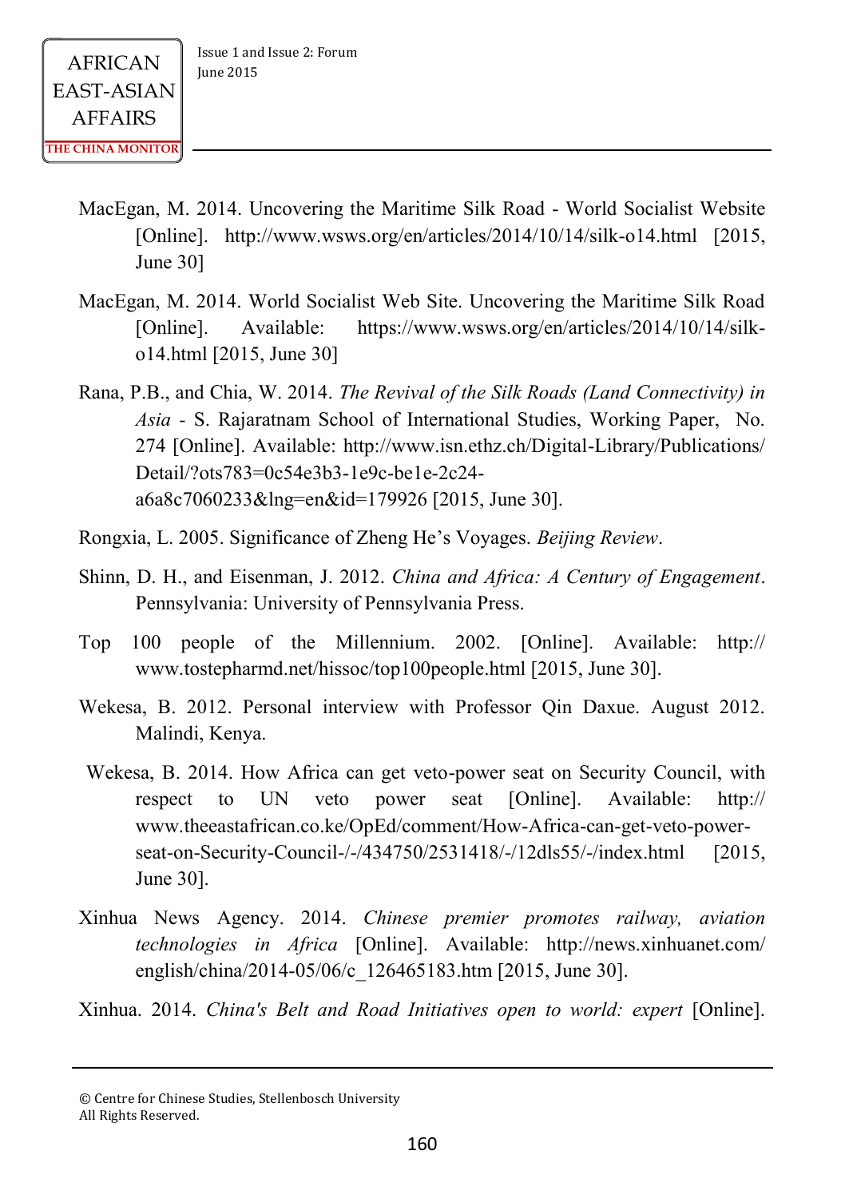MacEgan, M. 2014. Uncovering the Maritime Silk Road - World Socialist Website [Online]. http://www.wsws.org/en/articles/2014/10/14/silk-o14.html [2015, June 30]

MacEgan, M. 2014. World Socialist Web Site. Uncovering the Maritime Silk Road [Online]. Available: https://www.wsws.org/en/articles/2014/10/14/silk-o14.html [2015, June 30]

Rana, P.B., and Chia, W. 2014. *The Revival of the Silk Roads (Land Connectivity) in Asia* - S. Rajaratnam School of International Studies, Working Paper, No. 274 [Online]. Available: http://www.isn.ethz.ch/Digital-Library/Publications/Detail/?ots783=0c54e3b3-1e9c-be1e-2c24-a6a8c7060233&lng=en&id=179926 [2015, June 30].

Rongxia, L. 2005. Significance of Zheng He's Voyages. *Beijing Review*.

Shinn, D. H., and Eisenman, J. 2012. *China and Africa: A Century of Engagement*. Pennsylvania: University of Pennsylvania Press.

Top 100 people of the Millennium. 2002. [Online]. Available: http://www.tostepharmd.net/hissoc/top100people.html [2015, June 30].

Wekesa, B. 2012. Personal interview with Professor Qin Daxue. August 2012. Malindi, Kenya.

Wekesa, B. 2014. How Africa can get veto-power seat on Security Council, with respect to UN veto power seat [Online]. Available: http://www.theeastafrican.co.ke/OpEd/comment/How-Africa-can-get-veto-power-seat-on-Security-Council-/-/434750/2531418/-/12dls55/-/index.html [2015, June 30].

Xinhua News Agency. 2014. *Chinese premier promotes railway, aviation technologies in Africa* [Online]. Available: http://news.xinhuanet.com/english/china/2014-05/06/c_126465183.htm [2015, June 30].

Xinhua. 2014. *China's Belt and Road Initiatives open to world: expert* [Online].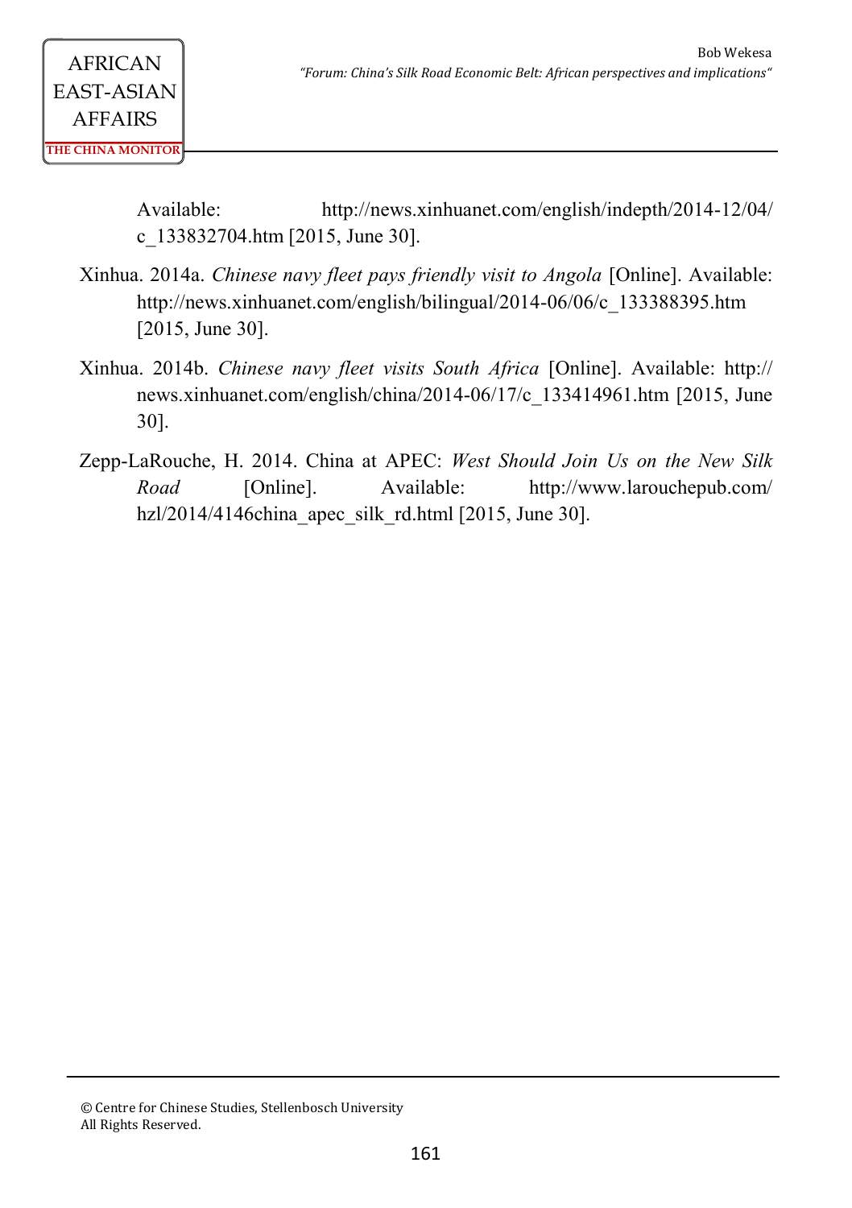Available: http://news.xinhuanet.com/english/indepth/2014-12/04/c_133832704.htm [2015, June 30].

Xinhua. 2014a. *Chinese navy fleet pays friendly visit to Angola* [Online]. Available: http://news.xinhuanet.com/english/bilingual/2014-06/06/c_133388395.htm [2015, June 30].

Xinhua. 2014b. *Chinese navy fleet visits South Africa* [Online]. Available: http://news.xinhuanet.com/english/china/2014-06/17/c_133414961.htm [2015, June 30].

Zepp-LaRouche, H. 2014. China at APEC: *West Should Join Us on the New Silk Road* [Online]. Available: http://www.larouchepub.com/hzl/2014/4146china_apec_silk_rd.html [2015, June 30].

© Centre for Chinese Studies, Stellenbosch University
All Rights Reserved.